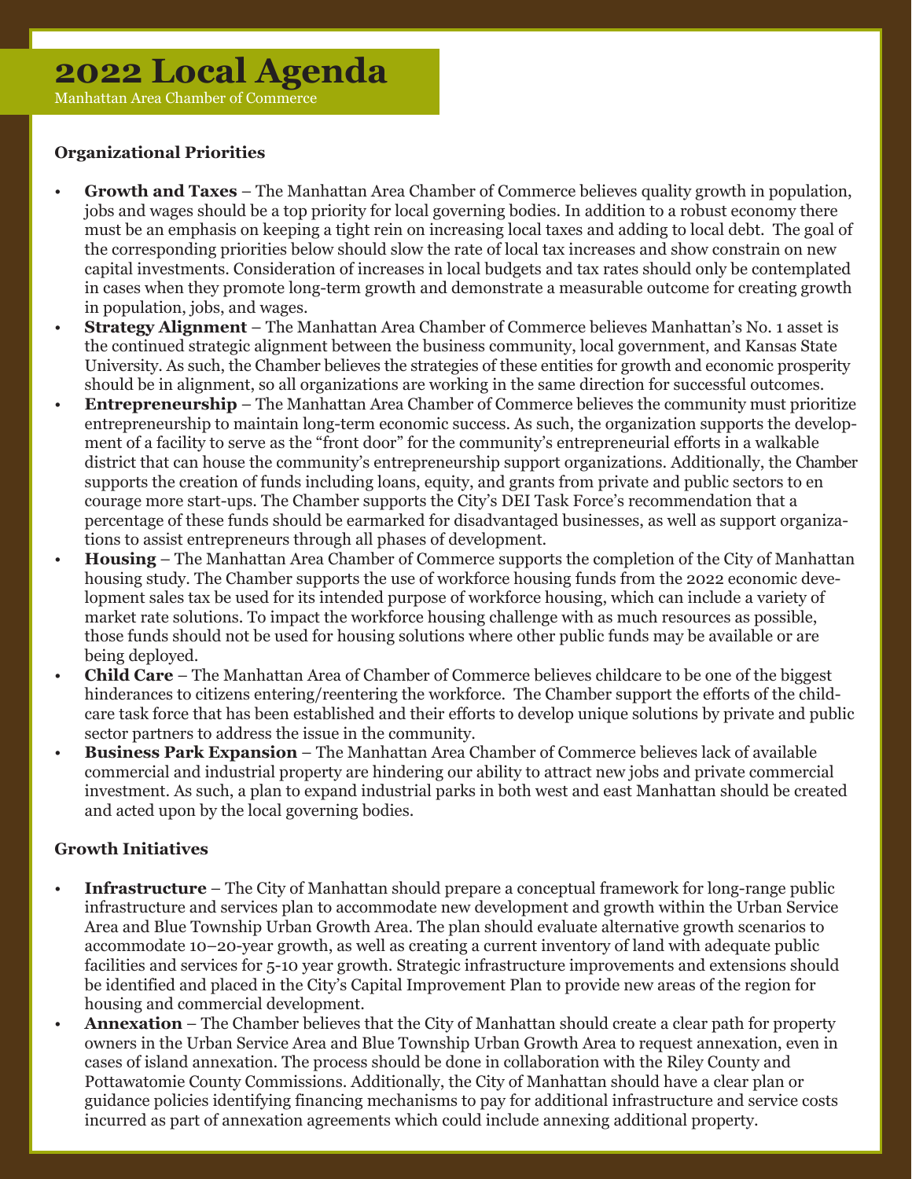# 2022 Local Agenda

Manhattan Area Chamber of Commerce

### Organizational Priorities

- **Growth and Taxes** – The Manhattan Area Chamber of Commerce believes quality growth in population, jobs and wages should be a top priority for local governing bodies. In addition to a robust economy there must be an emphasis on keeping a tight rein on increasing local taxes and adding to local debt. The goal of the corresponding priorities below should slow the rate of local tax increases and show constrain on new capital investments. Consideration of increases in local budgets and tax rates should only be contemplated in cases when they promote long-term growth and demonstrate a measurable outcome for creating growth in population, jobs, and wages.
- **Strategy Alignment** – The Manhattan Area Chamber of Commerce believes Manhattan's No. 1 asset is the continued strategic alignment between the business community, local government, and Kansas State University. As such, the Chamber believes the strategies of these entities for growth and economic prosperity should be in alignment, so all organizations are working in the same direction for successful outcomes.
- **Entrepreneurship** – The Manhattan Area Chamber of Commerce believes the community must prioritize entrepreneurship to maintain long-term economic success. As such, the organization supports the development of a facility to serve as the "front door" for the community's entrepreneurial efforts in a walkable district that can house the community's entrepreneurship support organizations. Additionally, the Chamber supports the creation of funds including loans, equity, and grants from private and public sectors to en courage more start-ups. The Chamber supports the City's DEI Task Force's recommendation that a percentage of these funds should be earmarked for disadvantaged businesses, as well as support organizations to assist entrepreneurs through all phases of development.
- **Housing** – The Manhattan Area Chamber of Commerce supports the completion of the City of Manhattan housing study. The Chamber supports the use of workforce housing funds from the 2022 economic development sales tax be used for its intended purpose of workforce housing, which can include a variety of market rate solutions. To impact the workforce housing challenge with as much resources as possible, those funds should not be used for housing solutions where other public funds may be available or are being deployed.
- **Child Care** – The Manhattan Area of Chamber of Commerce believes childcare to be one of the biggest hinderances to citizens entering/reentering the workforce. The Chamber support the efforts of the childcare task force that has been established and their efforts to develop unique solutions by private and public sector partners to address the issue in the community.
- **Business Park Expansion** – The Manhattan Area Chamber of Commerce believes lack of available commercial and industrial property are hindering our ability to attract new jobs and private commercial investment. As such, a plan to expand industrial parks in both west and east Manhattan should be created and acted upon by the local governing bodies.

### Growth Initiatives

- **Infrastructure** – The City of Manhattan should prepare a conceptual framework for long-range public infrastructure and services plan to accommodate new development and growth within the Urban Service Area and Blue Township Urban Growth Area. The plan should evaluate alternative growth scenarios to accommodate 10–20-year growth, as well as creating a current inventory of land with adequate public facilities and services for 5-10 year growth. Strategic infrastructure improvements and extensions should be identified and placed in the City's Capital Improvement Plan to provide new areas of the region for housing and commercial development.
- **Annexation** – The Chamber believes that the City of Manhattan should create a clear path for property owners in the Urban Service Area and Blue Township Urban Growth Area to request annexation, even in cases of island annexation. The process should be done in collaboration with the Riley County and Pottawatomie County Commissions. Additionally, the City of Manhattan should have a clear plan or guidance policies identifying financing mechanisms to pay for additional infrastructure and service costs incurred as part of annexation agreements which could include annexing additional property.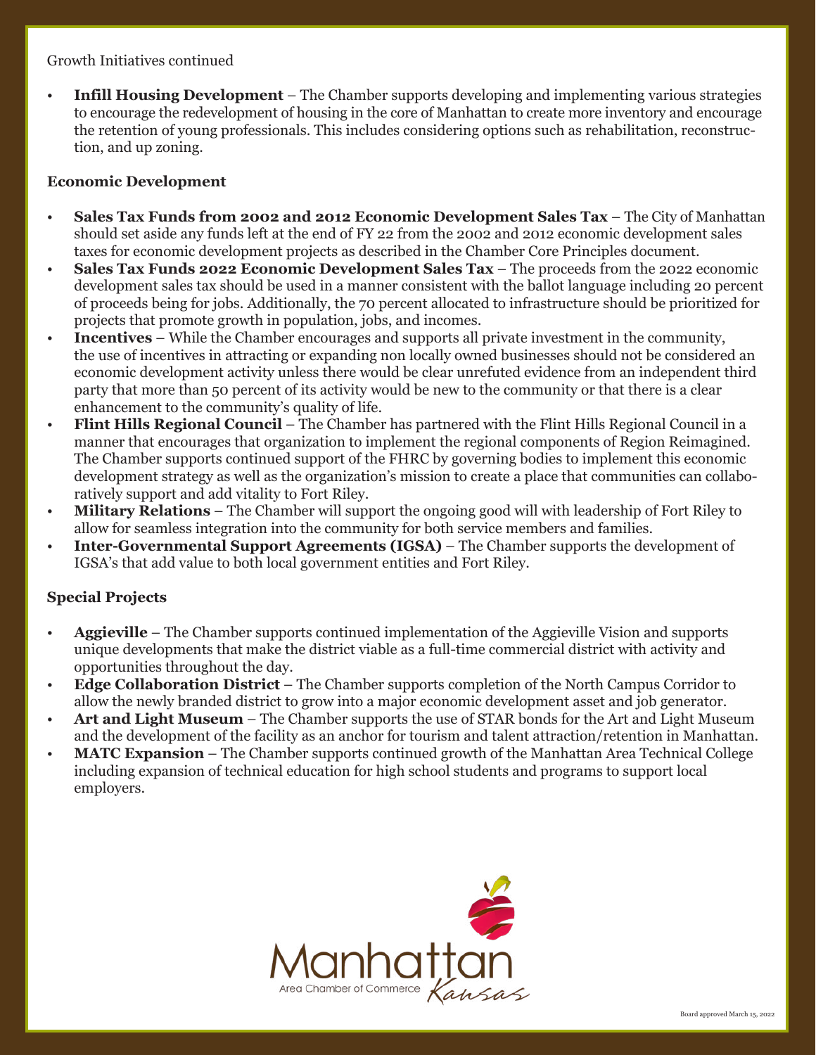Growth Initiatives continued

- **Infill Housing Development** – The Chamber supports developing and implementing various strategies to encourage the redevelopment of housing in the core of Manhattan to create more inventory and encourage the retention of young professionals. This includes considering options such as rehabilitation, reconstruction, and up zoning.

**Economic Development**

- **Sales Tax Funds from 2002 and 2012 Economic Development Sales Tax** – The City of Manhattan should set aside any funds left at the end of FY 22 from the 2002 and 2012 economic development sales taxes for economic development projects as described in the Chamber Core Principles document.
- **Sales Tax Funds 2022 Economic Development Sales Tax** – The proceeds from the 2022 economic development sales tax should be used in a manner consistent with the ballot language including 20 percent of proceeds being for jobs. Additionally, the 70 percent allocated to infrastructure should be prioritized for projects that promote growth in population, jobs, and incomes.
- **Incentives** – While the Chamber encourages and supports all private investment in the community, the use of incentives in attracting or expanding non locally owned businesses should not be considered an economic development activity unless there would be clear unrefuted evidence from an independent third party that more than 50 percent of its activity would be new to the community or that there is a clear enhancement to the community's quality of life.
- **Flint Hills Regional Council** – The Chamber has partnered with the Flint Hills Regional Council in a manner that encourages that organization to implement the regional components of Region Reimagined. The Chamber supports continued support of the FHRC by governing bodies to implement this economic development strategy as well as the organization's mission to create a place that communities can collaboratively support and add vitality to Fort Riley.
- **Military Relations** – The Chamber will support the ongoing good will with leadership of Fort Riley to allow for seamless integration into the community for both service members and families.
- **Inter-Governmental Support Agreements (IGSA)** – The Chamber supports the development of IGSA's that add value to both local government entities and Fort Riley.

**Special Projects**

- **Aggieville** – The Chamber supports continued implementation of the Aggieville Vision and supports unique developments that make the district viable as a full-time commercial district with activity and opportunities throughout the day.
- **Edge Collaboration District** – The Chamber supports completion of the North Campus Corridor to allow the newly branded district to grow into a major economic development asset and job generator.
- **Art and Light Museum** – The Chamber supports the use of STAR bonds for the Art and Light Museum and the development of the facility as an anchor for tourism and talent attraction/retention in Manhattan.
- **MATC Expansion** – The Chamber supports continued growth of the Manhattan Area Technical College including expansion of technical education for high school students and programs to support local employers.

Manhattan Area Chamber of Commerce Kansas

Board approved March 15, 2022